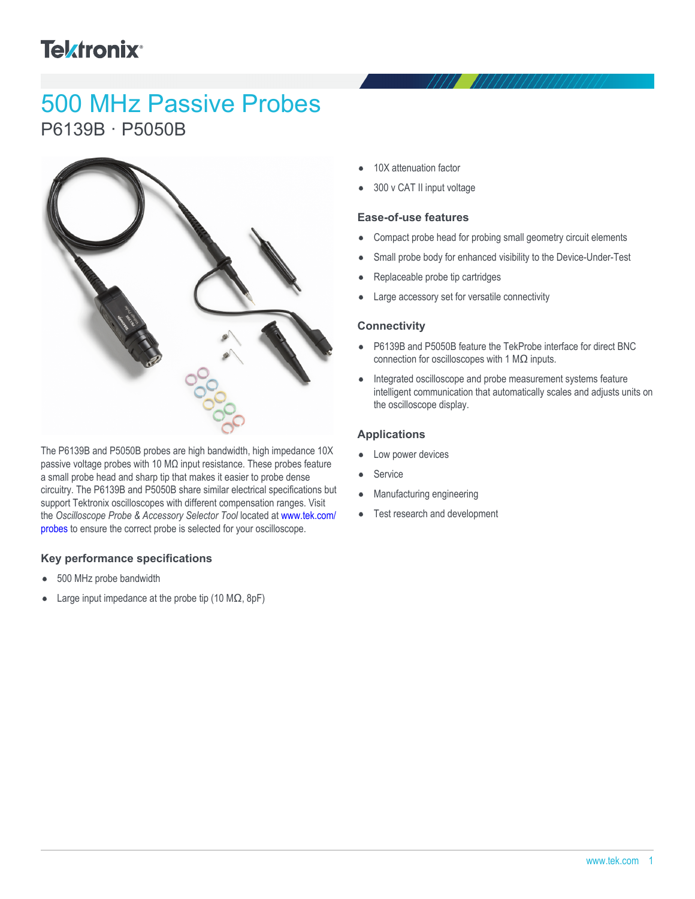# 500 MHz Passive Probes

## P6139B · P5050B

The P6139B and P5050B probes are high bandwidth, high impedance 10X passive voltage probes with 10 MΩ input resistance. These probes feature a small probe head and sharp tip that makes it easier to probe dense circuitry. The P6139B and P5050B share similar electrical specifications but support Tektronix oscilloscopes with different compensation ranges. Visit the *Oscilloscope Probe & Accessory Selector Tool* located at www.tek.com/probes to ensure the correct probe is selected for your oscilloscope.

### Key performance specifications

- 500 MHz probe bandwidth
- Large input impedance at the probe tip (10 MΩ, 8pF)
- 10X attenuation factor
- 300 v CAT II input voltage

### Ease-of-use features

- Compact probe head for probing small geometry circuit elements
- Small probe body for enhanced visibility to the Device-Under-Test
- Replaceable probe tip cartridges
- Large accessory set for versatile connectivity

### Connectivity

- P6139B and P5050B feature the TekProbe interface for direct BNC connection for oscilloscopes with 1 MΩ inputs.
- Integrated oscilloscope and probe measurement systems feature intelligent communication that automatically scales and adjusts units on the oscilloscope display.

### Applications

- Low power devices
- Service
- Manufacturing engineering
- Test research and development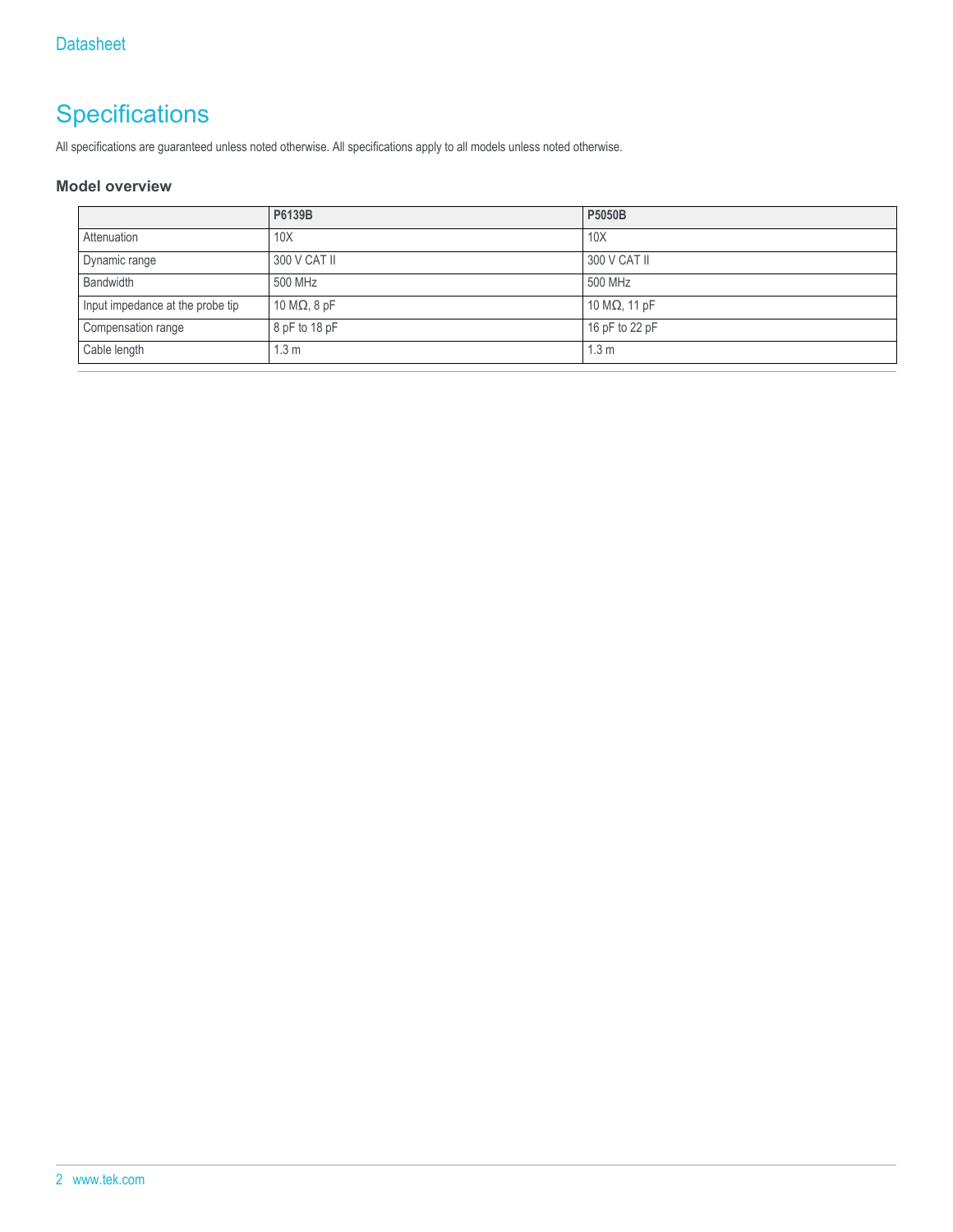# Specifications

All specifications are guaranteed unless noted otherwise. All specifications apply to all models unless noted otherwise.

### Model overview

| | P6139B | P5050B |
|---|---|---|
| Attenuation | 10X | 10X |
| Dynamic range | 300 V CAT II | 300 V CAT II |
| Bandwidth | 500 MHz | 500 MHz |
| Input impedance at the probe tip | 10 MΩ, 8 pF | 10 MΩ, 11 pF |
| Compensation range | 8 pF to 18 pF | 16 pF to 22 pF |
| Cable length | 1.3 m | 1.3 m |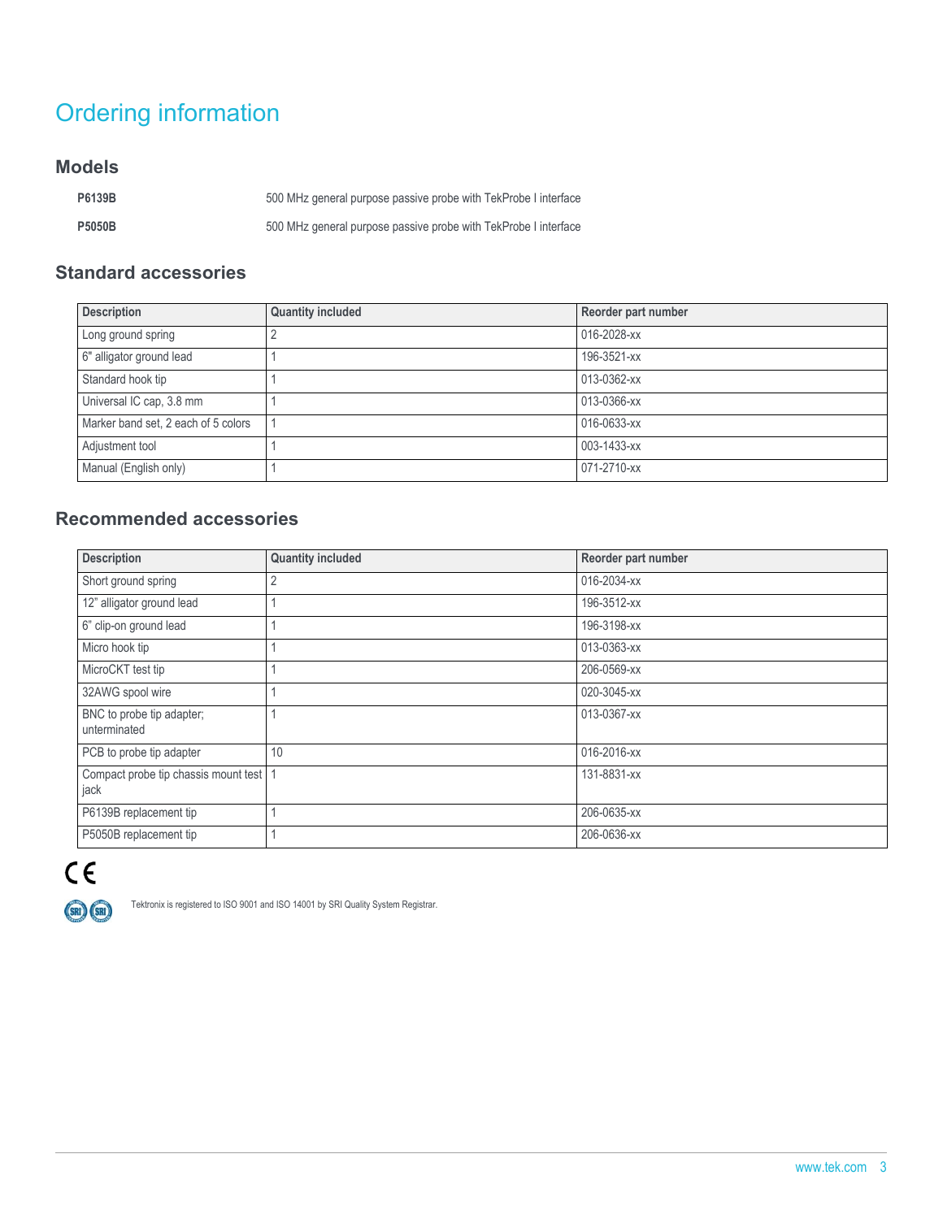# Ordering information

## Models

| | |
|---|---|
| **P6139B** | 500 MHz general purpose passive probe with TekProbe I interface |
| **P5050B** | 500 MHz general purpose passive probe with TekProbe I interface |

## Standard accessories

| Description | Quantity included | Reorder part number |
|---|---|---|
| Long ground spring | 2 | 016-2028-xx |
| 6" alligator ground lead | 1 | 196-3521-xx |
| Standard hook tip | 1 | 013-0362-xx |
| Universal IC cap, 3.8 mm | 1 | 013-0366-xx |
| Marker band set, 2 each of 5 colors | 1 | 016-0633-xx |
| Adjustment tool | 1 | 003-1433-xx |
| Manual (English only) | 1 | 071-2710-xx |

## Recommended accessories

| Description | Quantity included | Reorder part number |
|---|---|---|
| Short ground spring | 2 | 016-2034-xx |
| 12" alligator ground lead | 1 | 196-3512-xx |
| 6" clip-on ground lead | 1 | 196-3198-xx |
| Micro hook tip | 1 | 013-0363-xx |
| MicroCKT test tip | 1 | 206-0569-xx |
| 32AWG spool wire | 1 | 020-3045-xx |
| BNC to probe tip adapter; unterminated | 1 | 013-0367-xx |
| PCB to probe tip adapter | 10 | 016-2016-xx |
| Compact probe tip chassis mount test jack | 1 | 131-8831-xx |
| P6139B replacement tip | 1 | 206-0635-xx |
| P5050B replacement tip | 1 | 206-0636-xx |

CE

Tektronix is registered to ISO 9001 and ISO 14001 by SRI Quality System Registrar.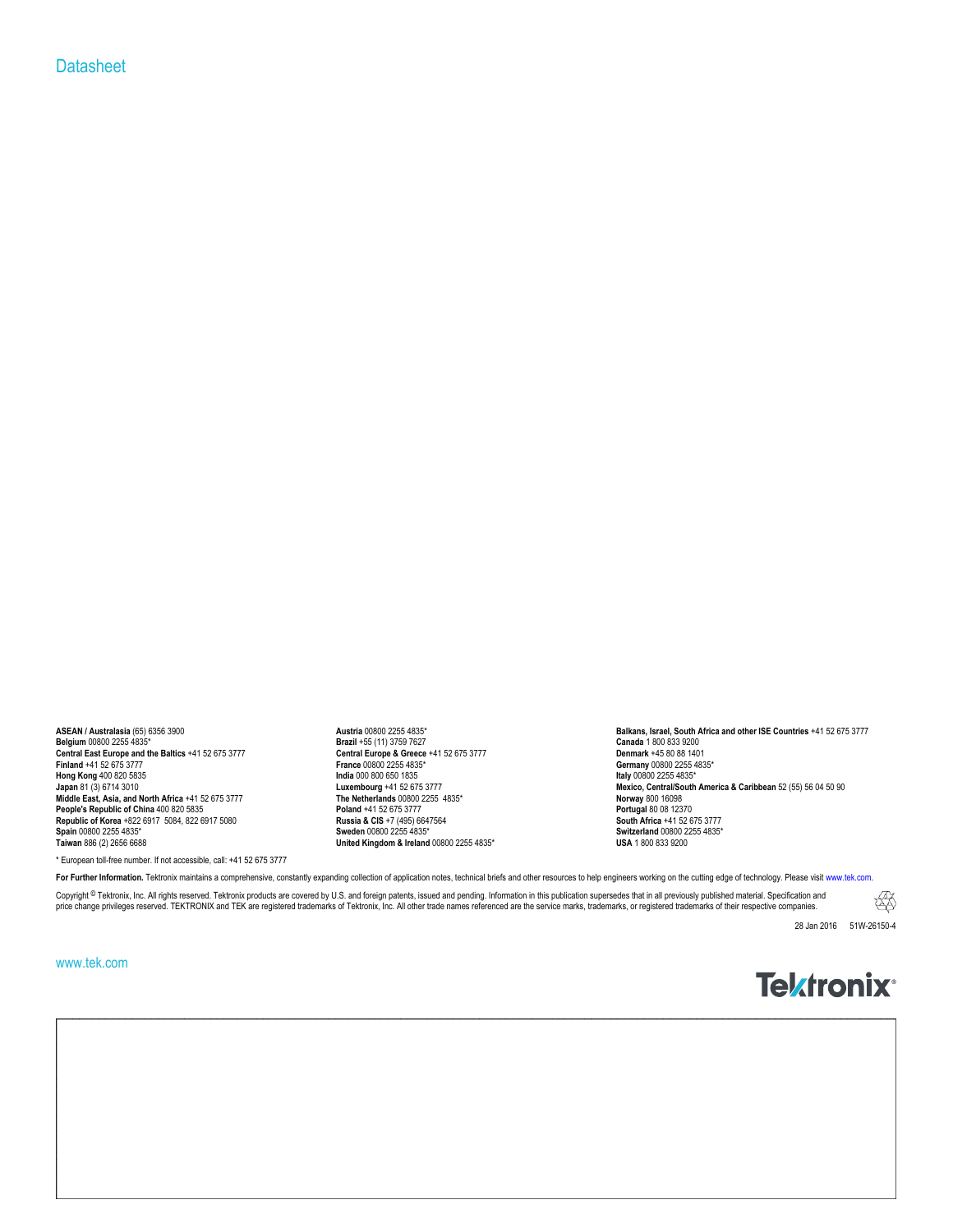**ASEAN / Australasia** (65) 6356 3900
**Belgium** 00800 2255 4835*
**Central East Europe and the Baltics** +41 52 675 3777
**Finland** +41 52 675 3777
**Hong Kong** 400 820 5835
**Japan** 81 (3) 6714 3010
**Middle East, Asia, and North Africa** +41 52 675 3777
**People's Republic of China** 400 820 5835
**Republic of Korea** +822 6917 5084, 822 6917 5080
**Spain** 00800 2255 4835*
**Taiwan** 886 (2) 2656 6688

**Austria** 00800 2255 4835*
**Brazil** +55 (11) 3759 7627
**Central Europe & Greece** +41 52 675 3777
**France** 00800 2255 4835*
**India** 000 800 650 1835
**Luxembourg** +41 52 675 3777
**The Netherlands** 00800 2255 4835*
**Poland** +41 52 675 3777
**Russia & CIS** +7 (495) 6647564
**Sweden** 00800 2255 4835*
**United Kingdom & Ireland** 00800 2255 4835*

**Balkans, Israel, South Africa and other ISE Countries** +41 52 675 3777
**Canada** 1 800 833 9200
**Denmark** +45 80 88 1401
**Germany** 00800 2255 4835*
**Italy** 00800 2255 4835*
**Mexico, Central/South America & Caribbean** 52 (55) 56 04 50 90
**Norway** 800 16098
**Portugal** 80 08 12370
**South Africa** +41 52 675 3777
**Switzerland** 00800 2255 4835*
**USA** 1 800 833 9200

* European toll-free number. If not accessible, call: +41 52 675 3777

**For Further Information.** Tektronix maintains a comprehensive, constantly expanding collection of application notes, technical briefs and other resources to help engineers working on the cutting edge of technology. Please visit www.tek.com.

Copyright © Tektronix, Inc. All rights reserved. Tektronix products are covered by U.S. and foreign patents, issued and pending. Information in this publication supersedes that in all previously published material. Specification and price change privileges reserved. TEKTRONIX and TEK are registered trademarks of Tektronix, Inc. All other trade names referenced are the service marks, trademarks, or registered trademarks of their respective companies.

28 Jan 2016 51W-26150-4

www.tek.com

Tektronix®